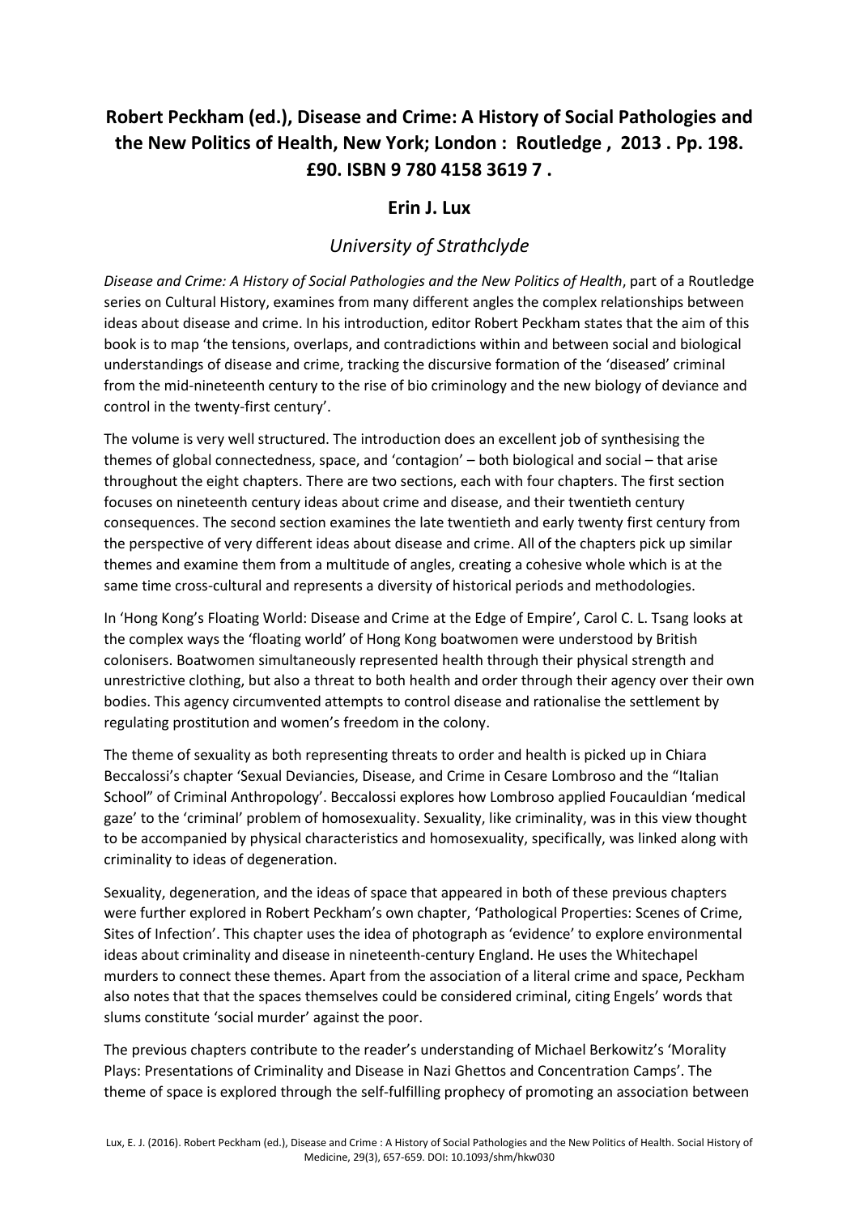# Robert Peckham (ed.), Disease and Crime: A History of Social Pathologies and the New Politics of Health, New York; London : Routledge , 2013 . Pp. 198. £90. ISBN 9 780 4158 3619 7 .

## Erin J. Lux

### *University of Strathclyde*

*Disease and Crime: A History of Social Pathologies and the New Politics of Health*, part of a Routledge series on Cultural History, examines from many different angles the complex relationships between ideas about disease and crime. In his introduction, editor Robert Peckham states that the aim of this book is to map 'the tensions, overlaps, and contradictions within and between social and biological understandings of disease and crime, tracking the discursive formation of the 'diseased' criminal from the mid-nineteenth century to the rise of bio criminology and the new biology of deviance and control in the twenty-first century'.

The volume is very well structured. The introduction does an excellent job of synthesising the themes of global connectedness, space, and 'contagion' – both biological and social – that arise throughout the eight chapters. There are two sections, each with four chapters. The first section focuses on nineteenth century ideas about crime and disease, and their twentieth century consequences. The second section examines the late twentieth and early twenty first century from the perspective of very different ideas about disease and crime. All of the chapters pick up similar themes and examine them from a multitude of angles, creating a cohesive whole which is at the same time cross-cultural and represents a diversity of historical periods and methodologies.

In 'Hong Kong's Floating World: Disease and Crime at the Edge of Empire', Carol C. L. Tsang looks at the complex ways the 'floating world' of Hong Kong boatwomen were understood by British colonisers. Boatwomen simultaneously represented health through their physical strength and unrestrictive clothing, but also a threat to both health and order through their agency over their own bodies. This agency circumvented attempts to control disease and rationalise the settlement by regulating prostitution and women's freedom in the colony.

The theme of sexuality as both representing threats to order and health is picked up in Chiara Beccalossi's chapter 'Sexual Deviancies, Disease, and Crime in Cesare Lombroso and the "Italian School" of Criminal Anthropology'. Beccalossi explores how Lombroso applied Foucauldian 'medical gaze' to the 'criminal' problem of homosexuality. Sexuality, like criminality, was in this view thought to be accompanied by physical characteristics and homosexuality, specifically, was linked along with criminality to ideas of degeneration.

Sexuality, degeneration, and the ideas of space that appeared in both of these previous chapters were further explored in Robert Peckham's own chapter, 'Pathological Properties: Scenes of Crime, Sites of Infection'. This chapter uses the idea of photograph as 'evidence' to explore environmental ideas about criminality and disease in nineteenth-century England. He uses the Whitechapel murders to connect these themes. Apart from the association of a literal crime and space, Peckham also notes that that the spaces themselves could be considered criminal, citing Engels' words that slums constitute 'social murder' against the poor.

The previous chapters contribute to the reader's understanding of Michael Berkowitz's 'Morality Plays: Presentations of Criminality and Disease in Nazi Ghettos and Concentration Camps'. The theme of space is explored through the self-fulfilling prophecy of promoting an association between

Lux, E. J. (2016). Robert Peckham (ed.), Disease and Crime : A History of Social Pathologies and the New Politics of Health. Social History of Medicine, 29(3), 657-659. DOI: 10.1093/shm/hkw030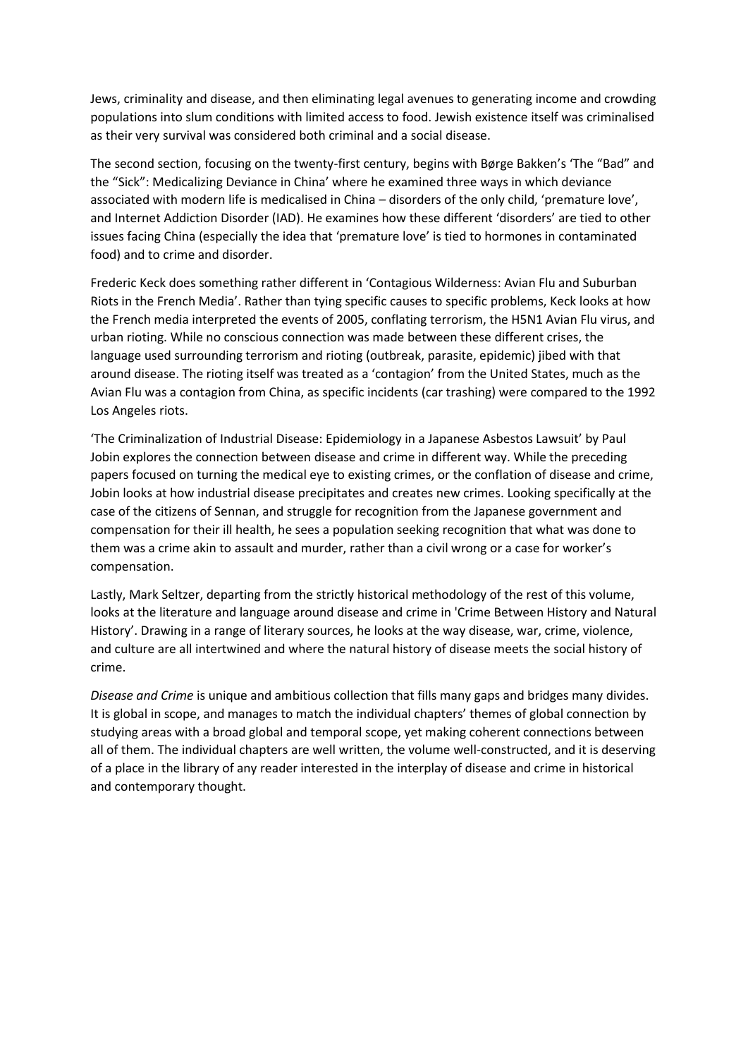Jews, criminality and disease, and then eliminating legal avenues to generating income and crowding populations into slum conditions with limited access to food. Jewish existence itself was criminalised as their very survival was considered both criminal and a social disease.

The second section, focusing on the twenty-first century, begins with Børge Bakken's 'The "Bad" and the "Sick": Medicalizing Deviance in China' where he examined three ways in which deviance associated with modern life is medicalised in China – disorders of the only child, 'premature love', and Internet Addiction Disorder (IAD). He examines how these different 'disorders' are tied to other issues facing China (especially the idea that 'premature love' is tied to hormones in contaminated food) and to crime and disorder.

Frederic Keck does something rather different in 'Contagious Wilderness: Avian Flu and Suburban Riots in the French Media'. Rather than tying specific causes to specific problems, Keck looks at how the French media interpreted the events of 2005, conflating terrorism, the H5N1 Avian Flu virus, and urban rioting. While no conscious connection was made between these different crises, the language used surrounding terrorism and rioting (outbreak, parasite, epidemic) jibed with that around disease. The rioting itself was treated as a 'contagion' from the United States, much as the Avian Flu was a contagion from China, as specific incidents (car trashing) were compared to the 1992 Los Angeles riots.

'The Criminalization of Industrial Disease: Epidemiology in a Japanese Asbestos Lawsuit' by Paul Jobin explores the connection between disease and crime in different way. While the preceding papers focused on turning the medical eye to existing crimes, or the conflation of disease and crime, Jobin looks at how industrial disease precipitates and creates new crimes. Looking specifically at the case of the citizens of Sennan, and struggle for recognition from the Japanese government and compensation for their ill health, he sees a population seeking recognition that what was done to them was a crime akin to assault and murder, rather than a civil wrong or a case for worker's compensation.

Lastly, Mark Seltzer, departing from the strictly historical methodology of the rest of this volume, looks at the literature and language around disease and crime in 'Crime Between History and Natural History'. Drawing in a range of literary sources, he looks at the way disease, war, crime, violence, and culture are all intertwined and where the natural history of disease meets the social history of crime.

*Disease and Crime* is unique and ambitious collection that fills many gaps and bridges many divides. It is global in scope, and manages to match the individual chapters' themes of global connection by studying areas with a broad global and temporal scope, yet making coherent connections between all of them. The individual chapters are well written, the volume well-constructed, and it is deserving of a place in the library of any reader interested in the interplay of disease and crime in historical and contemporary thought.